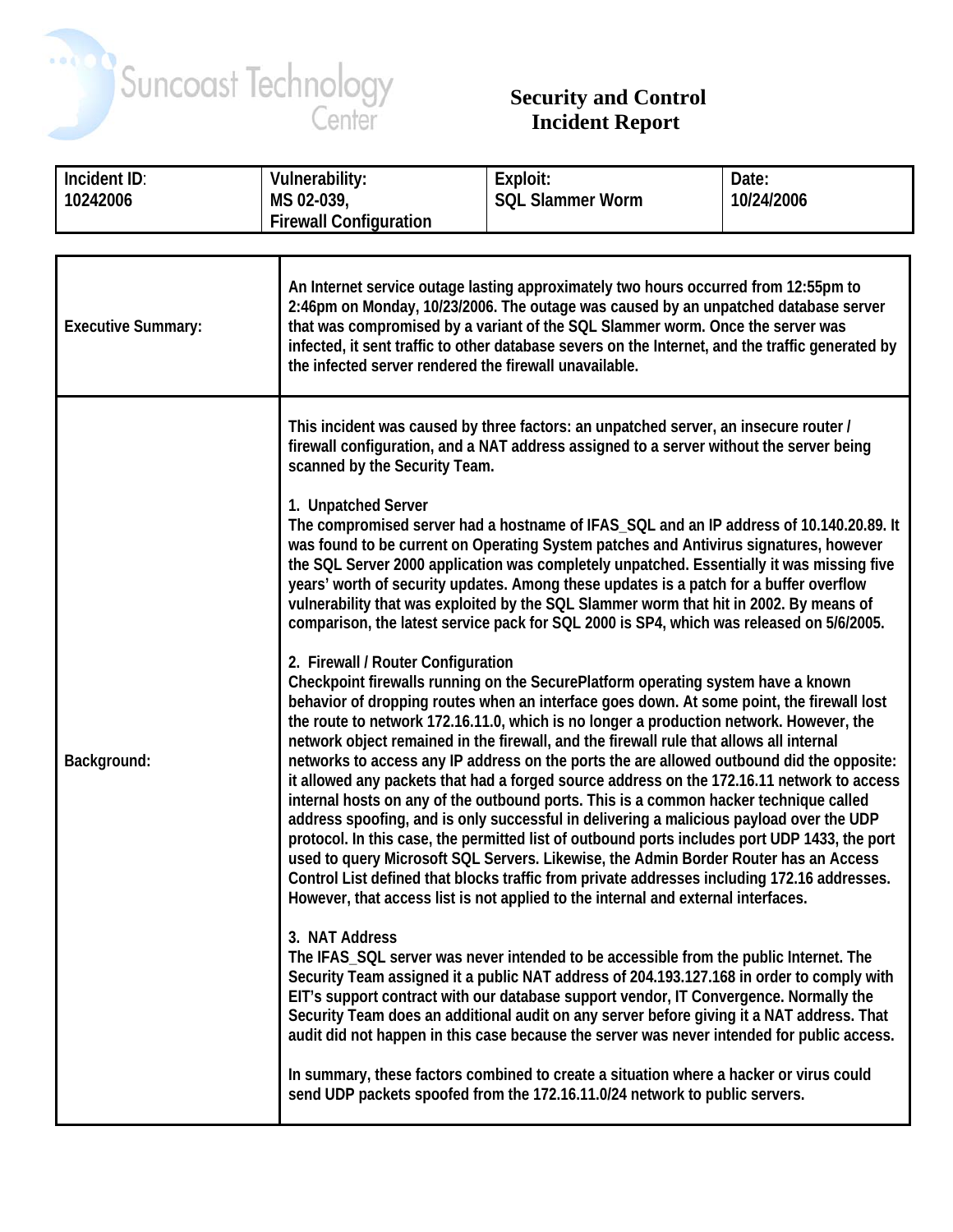Suncoast Technology Center

# Security and Control Incident Report

| Incident ID: 10242006 | Vulnerability: MS 02-039, Firewall Configuration | Exploit: SQL Slammer Worm | Date: 10/24/2006 |
|---|---|---|---|

| | |
|---|---|
| **Executive Summary:** | An Internet service outage lasting approximately two hours occurred from 12:55pm to 2:46pm on Monday, 10/23/2006. The outage was caused by an unpatched database server that was compromised by a variant of the SQL Slammer worm. Once the server was infected, it sent traffic to other database severs on the Internet, and the traffic generated by the infected server rendered the firewall unavailable. |
| **Background:** | This incident was caused by three factors: an unpatched server, an insecure router / firewall configuration, and a NAT address assigned to a server without the server being scanned by the Security Team.<br><br>1. Unpatched Server<br>The compromised server had a hostname of IFAS_SQL and an IP address of 10.140.20.89. It was found to be current on Operating System patches and Antivirus signatures, however the SQL Server 2000 application was completely unpatched. Essentially it was missing five years' worth of security updates. Among these updates is a patch for a buffer overflow vulnerability that was exploited by the SQL Slammer worm that hit in 2002. By means of comparison, the latest service pack for SQL 2000 is SP4, which was released on 5/6/2005.<br><br>2. Firewall / Router Configuration<br>Checkpoint firewalls running on the SecurePlatform operating system have a known behavior of dropping routes when an interface goes down. At some point, the firewall lost the route to network 172.16.11.0, which is no longer a production network. However, the network object remained in the firewall, and the firewall rule that allows all internal networks to access any IP address on the ports the are allowed outbound did the opposite: it allowed any packets that had a forged source address on the 172.16.11 network to access internal hosts on any of the outbound ports. This is a common hacker technique called address spoofing, and is only successful in delivering a malicious payload over the UDP protocol. In this case, the permitted list of outbound ports includes port UDP 1433, the port used to query Microsoft SQL Servers. Likewise, the Admin Border Router has an Access Control List defined that blocks traffic from private addresses including 172.16 addresses. However, that access list is not applied to the internal and external interfaces.<br><br>3. NAT Address<br>The IFAS_SQL server was never intended to be accessible from the public Internet. The Security Team assigned it a public NAT address of 204.193.127.168 in order to comply with EIT's support contract with our database support vendor, IT Convergence. Normally the Security Team does an additional audit on any server before giving it a NAT address. That audit did not happen in this case because the server was never intended for public access.<br><br>In summary, these factors combined to create a situation where a hacker or virus could send UDP packets spoofed from the 172.16.11.0/24 network to public servers. |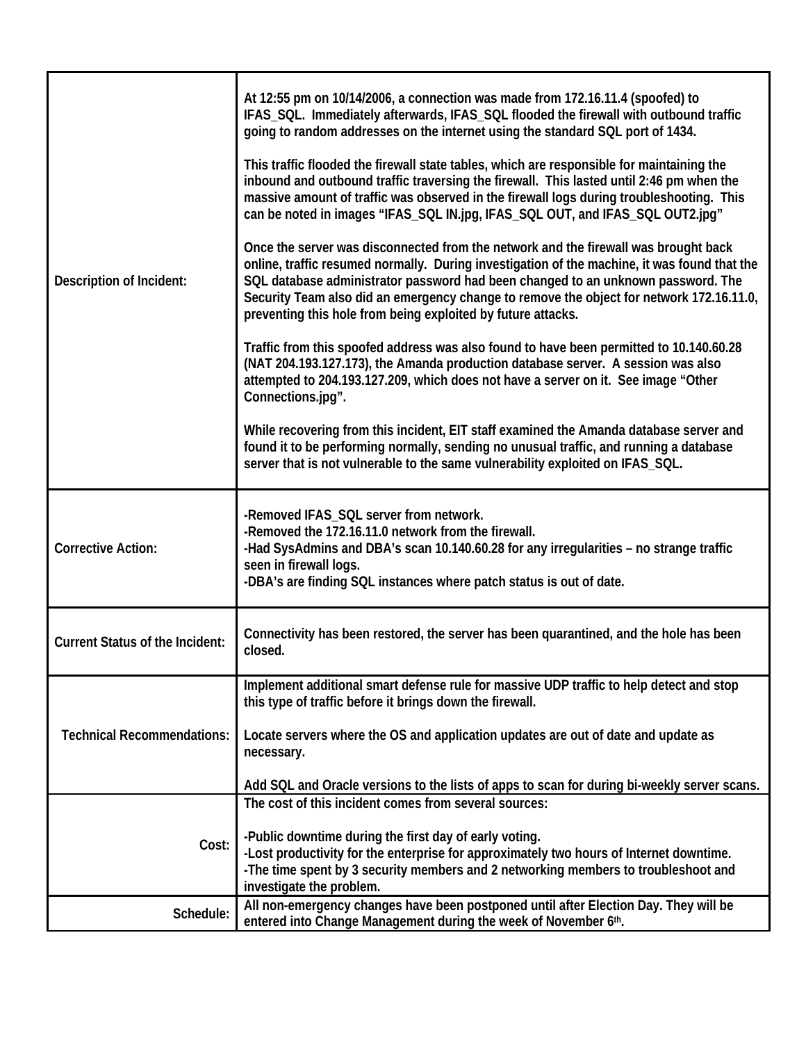| | |
|---|---|
| Description of Incident: | At 12:55 pm on 10/14/2006, a connection was made from 172.16.11.4 (spoofed) to IFAS_SQL. Immediately afterwards, IFAS_SQL flooded the firewall with outbound traffic going to random addresses on the internet using the standard SQL port of 1434.<br><br>This traffic flooded the firewall state tables, which are responsible for maintaining the inbound and outbound traffic traversing the firewall. This lasted until 2:46 pm when the massive amount of traffic was observed in the firewall logs during troubleshooting. This can be noted in images "IFAS_SQL IN.jpg, IFAS_SQL OUT, and IFAS_SQL OUT2.jpg"<br><br>Once the server was disconnected from the network and the firewall was brought back online, traffic resumed normally. During investigation of the machine, it was found that the SQL database administrator password had been changed to an unknown password. The Security Team also did an emergency change to remove the object for network 172.16.11.0, preventing this hole from being exploited by future attacks.<br><br>Traffic from this spoofed address was also found to have been permitted to 10.140.60.28 (NAT 204.193.127.173), the Amanda production database server. A session was also attempted to 204.193.127.209, which does not have a server on it. See image "Other Connections.jpg".<br><br>While recovering from this incident, EIT staff examined the Amanda database server and found it to be performing normally, sending no unusual traffic, and running a database server that is not vulnerable to the same vulnerability exploited on IFAS_SQL. |
| Corrective Action: | -Removed IFAS_SQL server from network.<br>-Removed the 172.16.11.0 network from the firewall.<br>-Had SysAdmins and DBA's scan 10.140.60.28 for any irregularities – no strange traffic seen in firewall logs.<br>-DBA's are finding SQL instances where patch status is out of date. |
| Current Status of the Incident: | Connectivity has been restored, the server has been quarantined, and the hole has been closed. |
| Technical Recommendations: | Implement additional smart defense rule for massive UDP traffic to help detect and stop this type of traffic before it brings down the firewall.<br><br>Locate servers where the OS and application updates are out of date and update as necessary.<br><br>Add SQL and Oracle versions to the lists of apps to scan for during bi-weekly server scans. |
| Cost: | The cost of this incident comes from several sources:<br><br>-Public downtime during the first day of early voting.<br>-Lost productivity for the enterprise for approximately two hours of Internet downtime.<br>-The time spent by 3 security members and 2 networking members to troubleshoot and investigate the problem. |
| Schedule: | All non-emergency changes have been postponed until after Election Day. They will be entered into Change Management during the week of November 6th. |